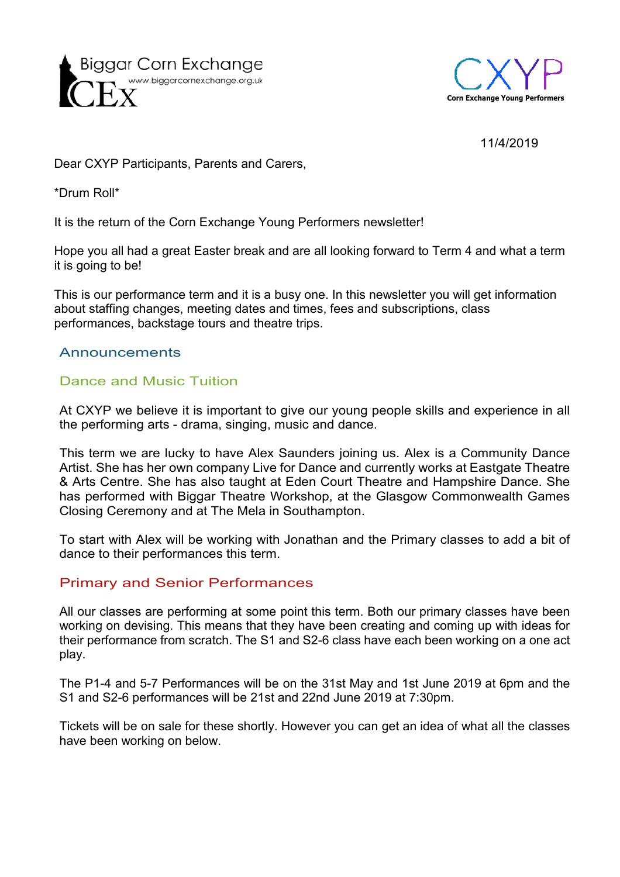Biggar Corn Exchange
www.biggarcornexchange.org.uk

CXYP
Corn Exchange Young Performers

11/4/2019

Dear CXYP Participants, Parents and Carers,

*Drum Roll*

It is the return of the Corn Exchange Young Performers newsletter!

Hope you all had a great Easter break and are all looking forward to Term 4 and what a term it is going to be!

This is our performance term and it is a busy one. In this newsletter you will get information about staffing changes, meeting dates and times, fees and subscriptions, class performances, backstage tours and theatre trips.

## Announcements

### Dance and Music Tuition

At CXYP we believe it is important to give our young people skills and experience in all the performing arts - drama, singing, music and dance.

This term we are lucky to have Alex Saunders joining us. Alex is a Community Dance Artist. She has her own company Live for Dance and currently works at Eastgate Theatre & Arts Centre. She has also taught at Eden Court Theatre and Hampshire Dance. She has performed with Biggar Theatre Workshop, at the Glasgow Commonwealth Games Closing Ceremony and at The Mela in Southampton.

To start with Alex will be working with Jonathan and the Primary classes to add a bit of dance to their performances this term.

### Primary and Senior Performances

All our classes are performing at some point this term. Both our primary classes have been working on devising. This means that they have been creating and coming up with ideas for their performance from scratch. The S1 and S2-6 class have each been working on a one act play.

The P1-4 and 5-7 Performances will be on the 31st May and 1st June 2019 at 6pm and the S1 and S2-6 performances will be 21st and 22nd June 2019 at 7:30pm.

Tickets will be on sale for these shortly. However you can get an idea of what all the classes have been working on below.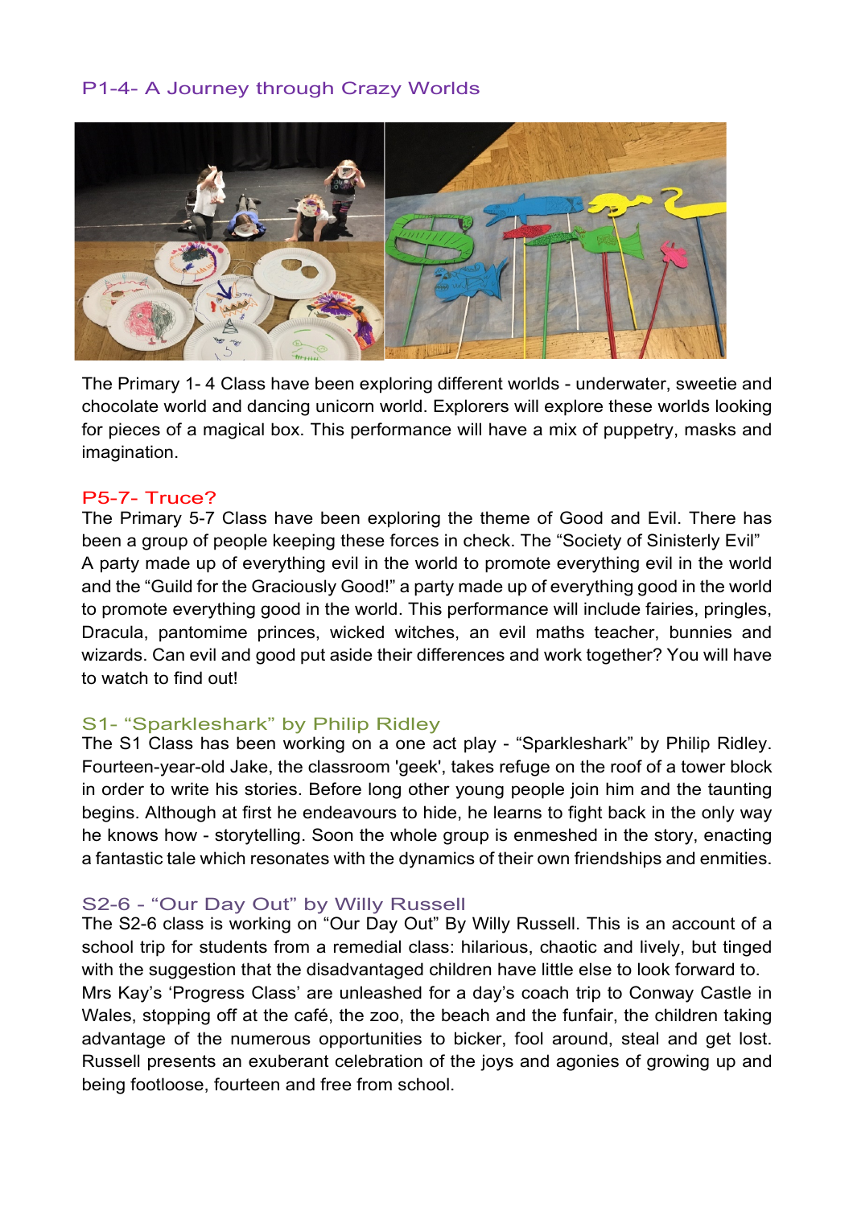## P1-4- A Journey through Crazy Worlds

The Primary 1- 4 Class have been exploring different worlds - underwater, sweetie and chocolate world and dancing unicorn world. Explorers will explore these worlds looking for pieces of a magical box. This performance will have a mix of puppetry, masks and imagination.

## P5-7- Truce?

The Primary 5-7 Class have been exploring the theme of Good and Evil. There has been a group of people keeping these forces in check. The "Society of Sinisterly Evil" A party made up of everything evil in the world to promote everything evil in the world and the "Guild for the Graciously Good!" a party made up of everything good in the world to promote everything good in the world. This performance will include fairies, pringles, Dracula, pantomime princes, wicked witches, an evil maths teacher, bunnies and wizards. Can evil and good put aside their differences and work together? You will have to watch to find out!

## S1- "Sparkleshark" by Philip Ridley

The S1 Class has been working on a one act play - "Sparkleshark" by Philip Ridley. Fourteen-year-old Jake, the classroom 'geek', takes refuge on the roof of a tower block in order to write his stories. Before long other young people join him and the taunting begins. Although at first he endeavours to hide, he learns to fight back in the only way he knows how - storytelling. Soon the whole group is enmeshed in the story, enacting a fantastic tale which resonates with the dynamics of their own friendships and enmities.

## S2-6 - "Our Day Out" by Willy Russell

The S2-6 class is working on "Our Day Out" By Willy Russell. This is an account of a school trip for students from a remedial class: hilarious, chaotic and lively, but tinged with the suggestion that the disadvantaged children have little else to look forward to.
Mrs Kay's 'Progress Class' are unleashed for a day's coach trip to Conway Castle in Wales, stopping off at the café, the zoo, the beach and the funfair, the children taking advantage of the numerous opportunities to bicker, fool around, steal and get lost. Russell presents an exuberant celebration of the joys and agonies of growing up and being footloose, fourteen and free from school.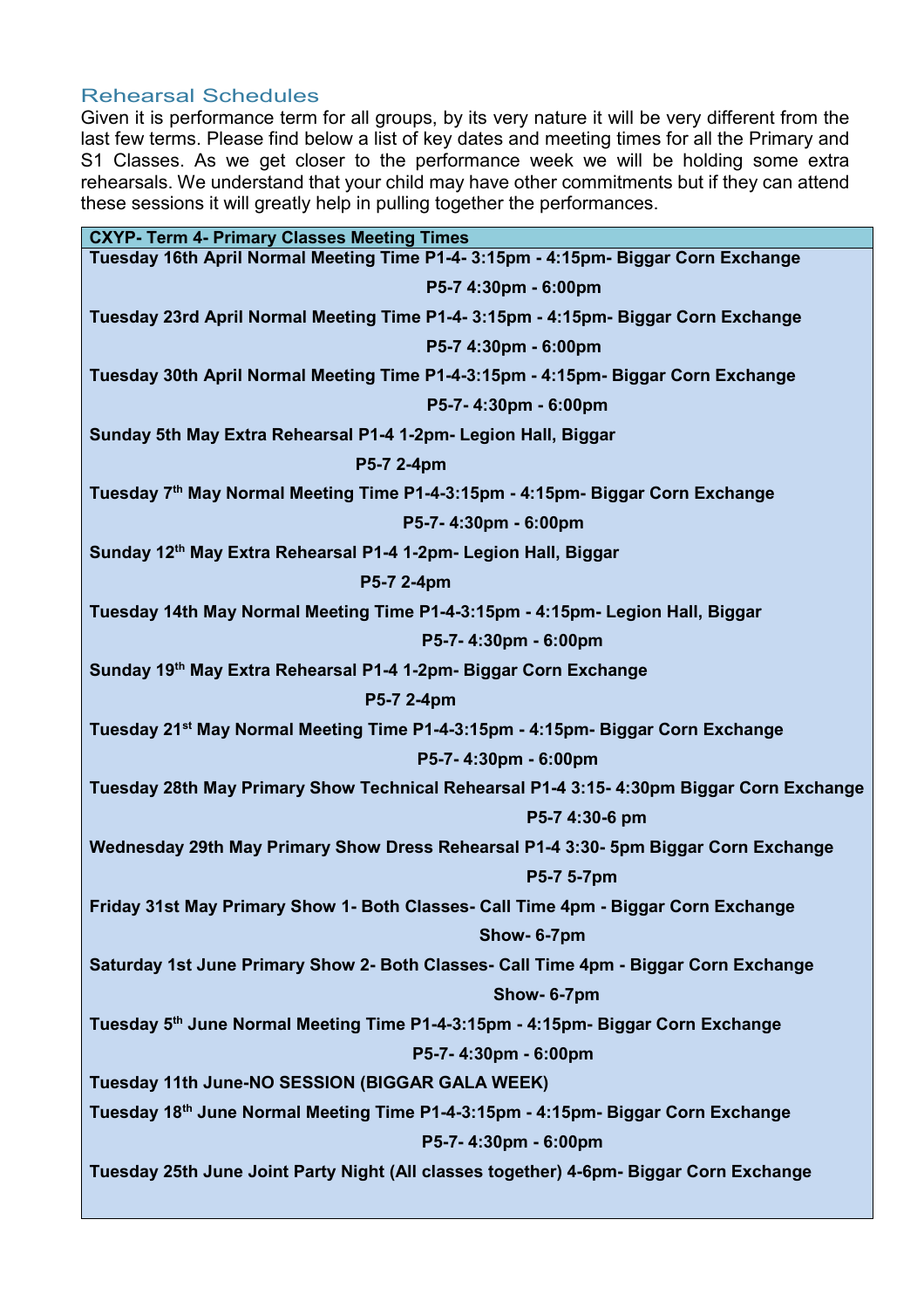## Rehearsal Schedules

Given it is performance term for all groups, by its very nature it will be very different from the last few terms. Please find below a list of key dates and meeting times for all the Primary and S1 Classes. As we get closer to the performance week we will be holding some extra rehearsals. We understand that your child may have other commitments but if they can attend these sessions it will greatly help in pulling together the performances.

| CXYP- Term 4- Primary Classes Meeting Times |
|---|
| **Tuesday 16th April Normal Meeting Time P1-4- 3:15pm - 4:15pm- Biggar Corn Exchange** |
| **P5-7 4:30pm - 6:00pm** |
| **Tuesday 23rd April Normal Meeting Time P1-4- 3:15pm - 4:15pm- Biggar Corn Exchange** |
| **P5-7 4:30pm - 6:00pm** |
| **Tuesday 30th April Normal Meeting Time P1-4-3:15pm - 4:15pm- Biggar Corn Exchange** |
| **P5-7- 4:30pm - 6:00pm** |
| **Sunday 5th May Extra Rehearsal P1-4 1-2pm- Legion Hall, Biggar** |
| **P5-7 2-4pm** |
| **Tuesday 7th May Normal Meeting Time P1-4-3:15pm - 4:15pm- Biggar Corn Exchange** |
| **P5-7- 4:30pm - 6:00pm** |
| **Sunday 12th May Extra Rehearsal P1-4 1-2pm- Legion Hall, Biggar** |
| **P5-7 2-4pm** |
| **Tuesday 14th May Normal Meeting Time P1-4-3:15pm - 4:15pm- Legion Hall, Biggar** |
| **P5-7- 4:30pm - 6:00pm** |
| **Sunday 19th May Extra Rehearsal P1-4 1-2pm- Biggar Corn Exchange** |
| **P5-7 2-4pm** |
| **Tuesday 21st May Normal Meeting Time P1-4-3:15pm - 4:15pm- Biggar Corn Exchange** |
| **P5-7- 4:30pm - 6:00pm** |
| **Tuesday 28th May Primary Show Technical Rehearsal P1-4 3:15- 4:30pm Biggar Corn Exchange** |
| **P5-7 4:30-6 pm** |
| **Wednesday 29th May Primary Show Dress Rehearsal P1-4 3:30- 5pm Biggar Corn Exchange** |
| **P5-7 5-7pm** |
| **Friday 31st May Primary Show 1- Both Classes- Call Time 4pm - Biggar Corn Exchange** |
| **Show- 6-7pm** |
| **Saturday 1st June Primary Show 2- Both Classes- Call Time 4pm - Biggar Corn Exchange** |
| **Show- 6-7pm** |
| **Tuesday 5th June Normal Meeting Time P1-4-3:15pm - 4:15pm- Biggar Corn Exchange** |
| **P5-7- 4:30pm - 6:00pm** |
| **Tuesday 11th June-NO SESSION (BIGGAR GALA WEEK)** |
| **Tuesday 18th June Normal Meeting Time P1-4-3:15pm - 4:15pm- Biggar Corn Exchange** |
| **P5-7- 4:30pm - 6:00pm** |
| **Tuesday 25th June Joint Party Night (All classes together) 4-6pm- Biggar Corn Exchange** |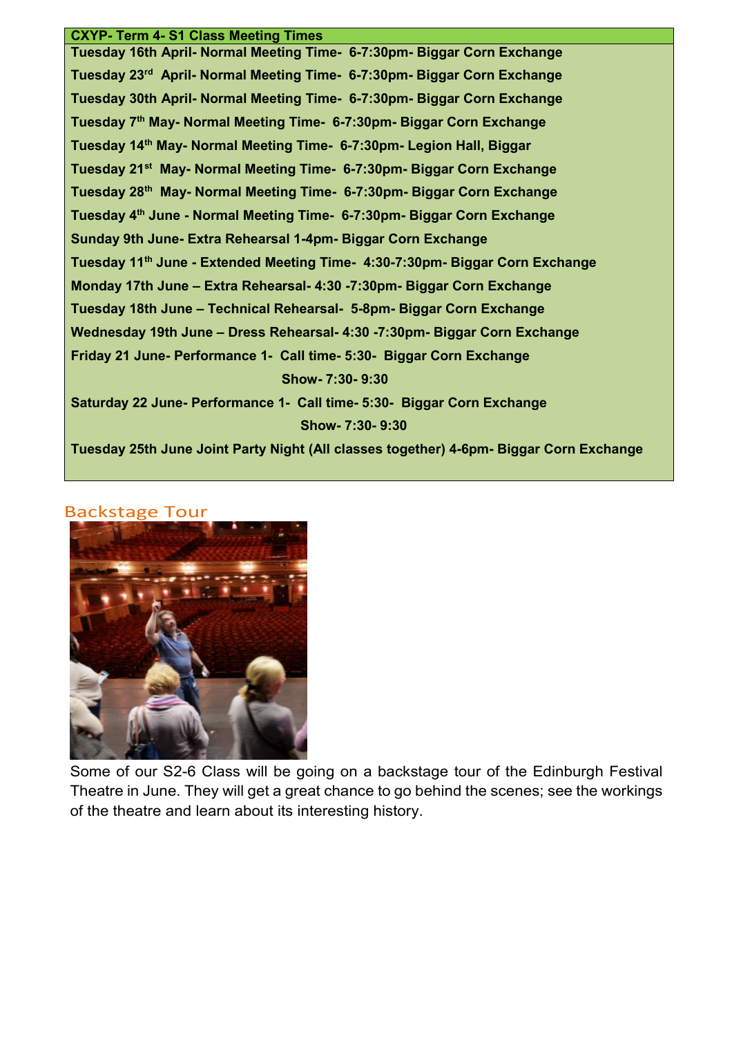**CXYP- Term 4- S1 Class Meeting Times**

**Tuesday 16th April- Normal Meeting Time- 6-7:30pm- Biggar Corn Exchange**

**Tuesday 23rd April- Normal Meeting Time- 6-7:30pm- Biggar Corn Exchange**

**Tuesday 30th April- Normal Meeting Time- 6-7:30pm- Biggar Corn Exchange**

**Tuesday 7th May- Normal Meeting Time- 6-7:30pm- Biggar Corn Exchange**

**Tuesday 14th May- Normal Meeting Time- 6-7:30pm- Legion Hall, Biggar**

**Tuesday 21st May- Normal Meeting Time- 6-7:30pm- Biggar Corn Exchange**

**Tuesday 28th May- Normal Meeting Time- 6-7:30pm- Biggar Corn Exchange**

**Tuesday 4th June - Normal Meeting Time- 6-7:30pm- Biggar Corn Exchange**

**Sunday 9th June- Extra Rehearsal 1-4pm- Biggar Corn Exchange**

**Tuesday 11th June - Extended Meeting Time- 4:30-7:30pm- Biggar Corn Exchange**

**Monday 17th June – Extra Rehearsal- 4:30 -7:30pm- Biggar Corn Exchange**

**Tuesday 18th June – Technical Rehearsal- 5-8pm- Biggar Corn Exchange**

**Wednesday 19th June – Dress Rehearsal- 4:30 -7:30pm- Biggar Corn Exchange**

**Friday 21 June- Performance 1- Call time- 5:30- Biggar Corn Exchange**
**Show- 7:30- 9:30**

**Saturday 22 June- Performance 1- Call time- 5:30- Biggar Corn Exchange**
**Show- 7:30- 9:30**

**Tuesday 25th June Joint Party Night (All classes together) 4-6pm- Biggar Corn Exchange**

## Backstage Tour

Some of our S2-6 Class will be going on a backstage tour of the Edinburgh Festival Theatre in June. They will get a great chance to go behind the scenes; see the workings of the theatre and learn about its interesting history.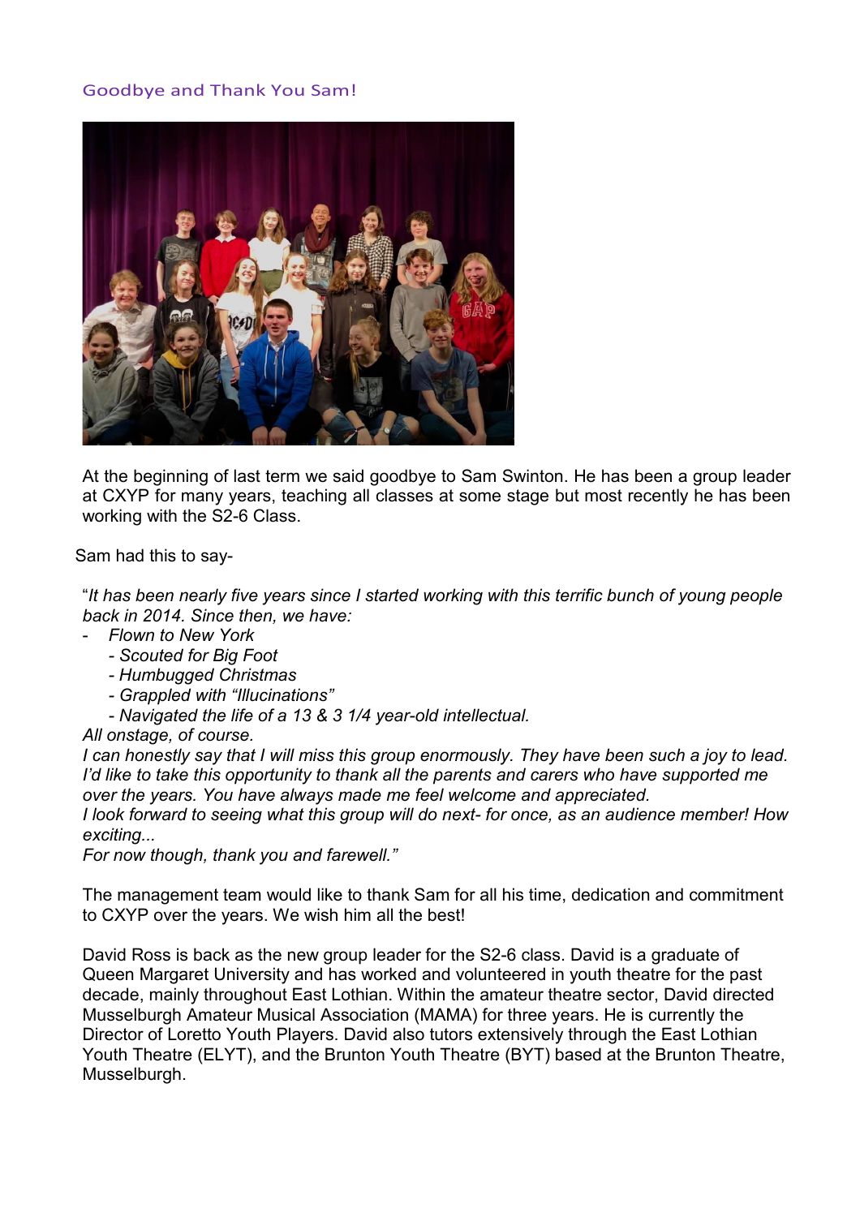## Goodbye and Thank You Sam!

At the beginning of last term we said goodbye to Sam Swinton. He has been a group leader at CXYP for many years, teaching all classes at some stage but most recently he has been working with the S2-6 Class.

Sam had this to say-

"*It has been nearly five years since I started working with this terrific bunch of young people back in 2014. Since then, we have:*

- *Flown to New York*
- *Scouted for Big Foot*
- *Humbugged Christmas*
- *Grappled with "Illucinations"*
- *Navigated the life of a 13 & 3 1/4 year-old intellectual.*

*All onstage, of course.*
*I can honestly say that I will miss this group enormously. They have been such a joy to lead.*
*I'd like to take this opportunity to thank all the parents and carers who have supported me over the years. You have always made me feel welcome and appreciated.*
*I look forward to seeing what this group will do next- for once, as an audience member! How exciting...*
*For now though, thank you and farewell."*

The management team would like to thank Sam for all his time, dedication and commitment to CXYP over the years. We wish him all the best!

David Ross is back as the new group leader for the S2-6 class. David is a graduate of Queen Margaret University and has worked and volunteered in youth theatre for the past decade, mainly throughout East Lothian. Within the amateur theatre sector, David directed Musselburgh Amateur Musical Association (MAMA) for three years. He is currently the Director of Loretto Youth Players. David also tutors extensively through the East Lothian Youth Theatre (ELYT), and the Brunton Youth Theatre (BYT) based at the Brunton Theatre, Musselburgh.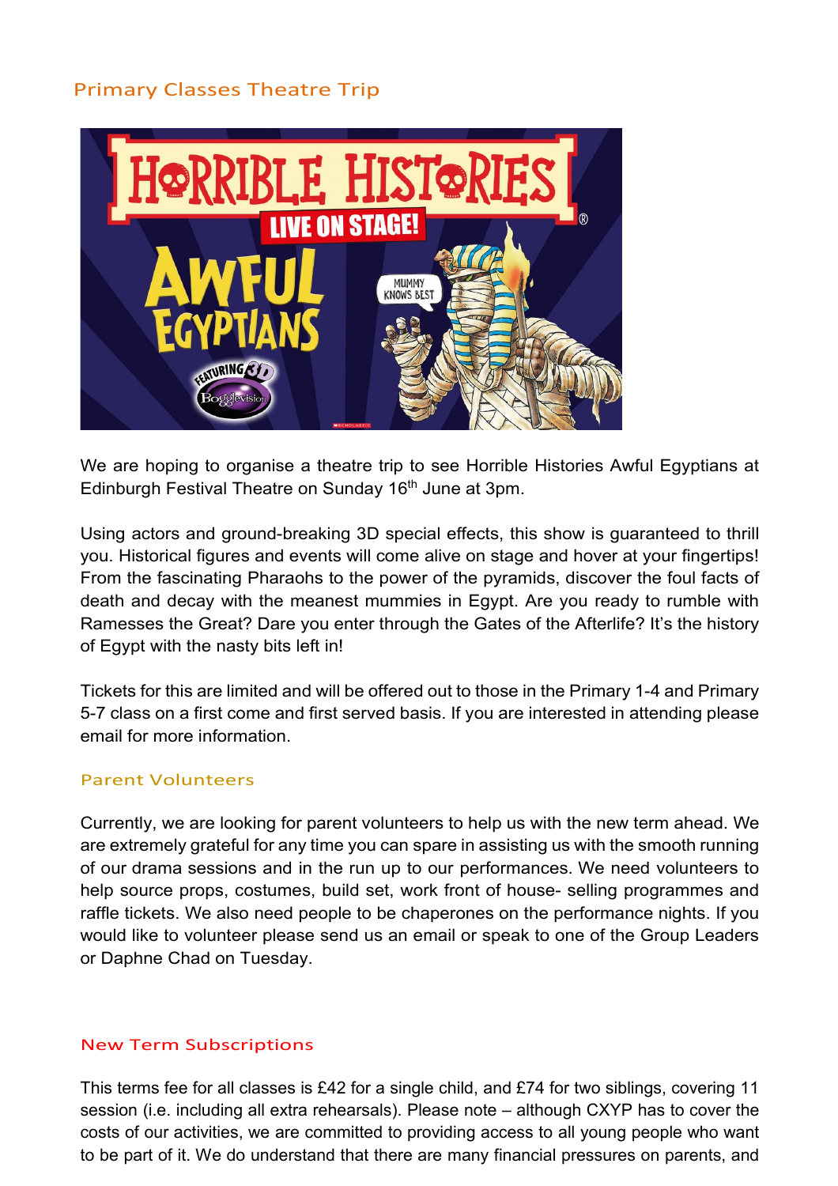## Primary Classes Theatre Trip

We are hoping to organise a theatre trip to see Horrible Histories Awful Egyptians at Edinburgh Festival Theatre on Sunday 16th June at 3pm.

Using actors and ground-breaking 3D special effects, this show is guaranteed to thrill you. Historical figures and events will come alive on stage and hover at your fingertips! From the fascinating Pharaohs to the power of the pyramids, discover the foul facts of death and decay with the meanest mummies in Egypt. Are you ready to rumble with Ramesses the Great? Dare you enter through the Gates of the Afterlife? It's the history of Egypt with the nasty bits left in!

Tickets for this are limited and will be offered out to those in the Primary 1-4 and Primary 5-7 class on a first come and first served basis. If you are interested in attending please email for more information.

### Parent Volunteers

Currently, we are looking for parent volunteers to help us with the new term ahead. We are extremely grateful for any time you can spare in assisting us with the smooth running of our drama sessions and in the run up to our performances. We need volunteers to help source props, costumes, build set, work front of house- selling programmes and raffle tickets. We also need people to be chaperones on the performance nights. If you would like to volunteer please send us an email or speak to one of the Group Leaders or Daphne Chad on Tuesday.

### New Term Subscriptions

This terms fee for all classes is £42 for a single child, and £74 for two siblings, covering 11 session (i.e. including all extra rehearsals). Please note – although CXYP has to cover the costs of our activities, we are committed to providing access to all young people who want to be part of it. We do understand that there are many financial pressures on parents, and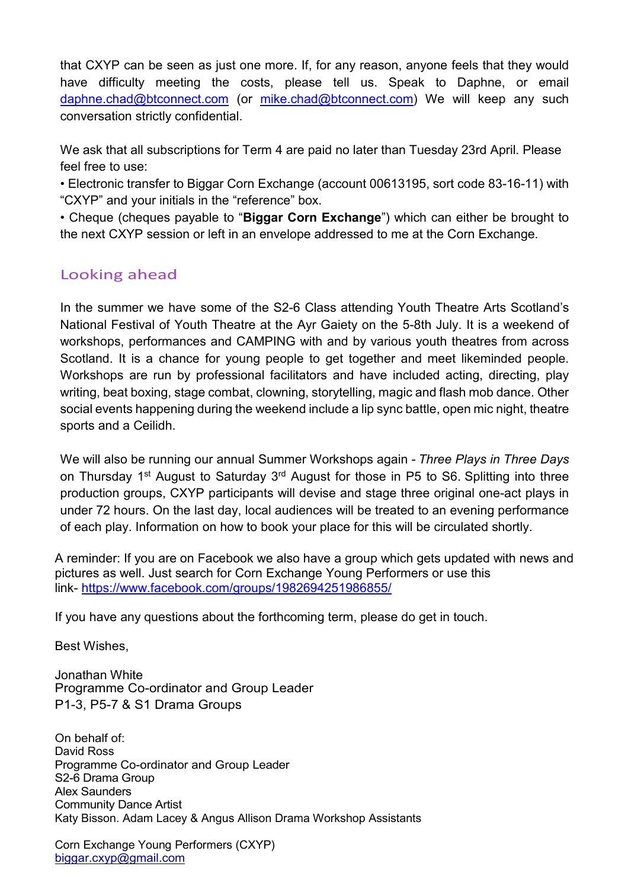that CXYP can be seen as just one more. If, for any reason, anyone feels that they would have difficulty meeting the costs, please tell us. Speak to Daphne, or email daphne.chad@btconnect.com (or mike.chad@btconnect.com) We will keep any such conversation strictly confidential.

We ask that all subscriptions for Term 4 are paid no later than Tuesday 23rd April. Please feel free to use:

- Electronic transfer to Biggar Corn Exchange (account 00613195, sort code 83-16-11) with "CXYP" and your initials in the "reference" box.
- Cheque (cheques payable to "**Biggar Corn Exchange**") which can either be brought to the next CXYP session or left in an envelope addressed to me at the Corn Exchange.

## Looking ahead

In the summer we have some of the S2-6 Class attending Youth Theatre Arts Scotland's National Festival of Youth Theatre at the Ayr Gaiety on the 5-8th July. It is a weekend of workshops, performances and CAMPING with and by various youth theatres from across Scotland. It is a chance for young people to get together and meet likeminded people. Workshops are run by professional facilitators and have included acting, directing, play writing, beat boxing, stage combat, clowning, storytelling, magic and flash mob dance. Other social events happening during the weekend include a lip sync battle, open mic night, theatre sports and a Ceilidh.

We will also be running our annual Summer Workshops again - *Three Plays in Three Days* on Thursday 1st August to Saturday 3rd August for those in P5 to S6. Splitting into three production groups, CXYP participants will devise and stage three original one-act plays in under 72 hours. On the last day, local audiences will be treated to an evening performance of each play. Information on how to book your place for this will be circulated shortly.

A reminder: If you are on Facebook we also have a group which gets updated with news and pictures as well. Just search for Corn Exchange Young Performers or use this link- https://www.facebook.com/groups/1982694251986855/

If you have any questions about the forthcoming term, please do get in touch.

Best Wishes,

Jonathan White
Programme Co-ordinator and Group Leader
P1-3, P5-7 & S1 Drama Groups

On behalf of:
David Ross
Programme Co-ordinator and Group Leader
S2-6 Drama Group
Alex Saunders
Community Dance Artist
Katy Bisson. Adam Lacey & Angus Allison Drama Workshop Assistants

Corn Exchange Young Performers (CXYP)
biggar.cxyp@gmail.com